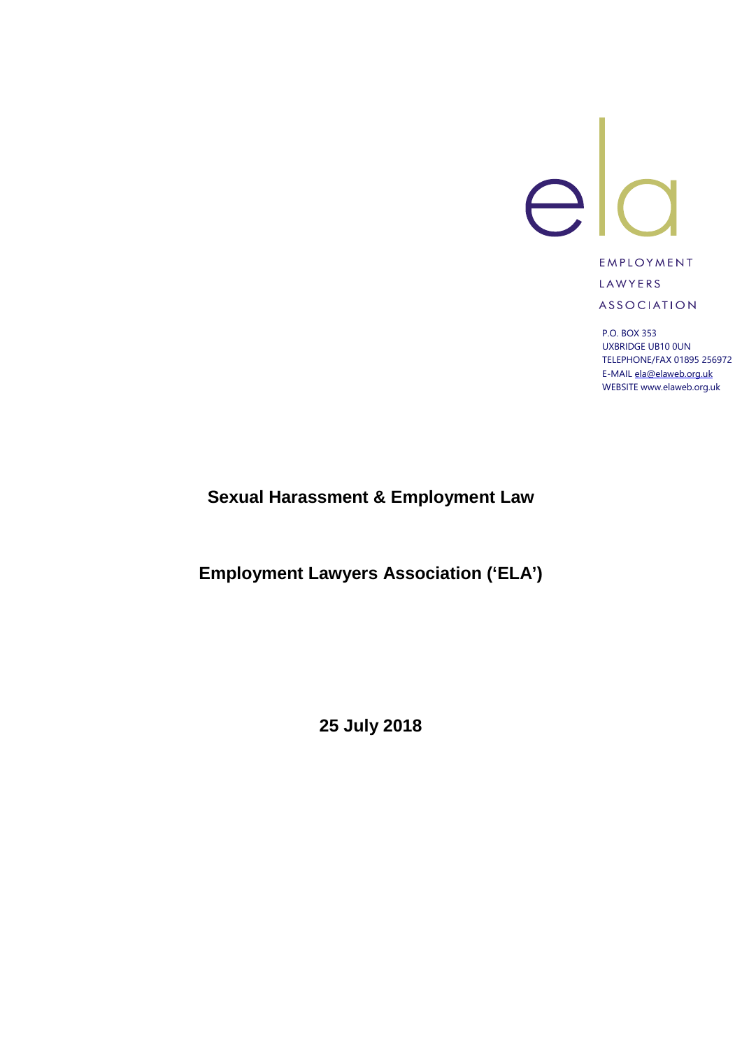ela

EMPLOYMENT
LAWYERS
ASSOCIATION

P.O. BOX 353
UXBRIDGE UB10 0UN
TELEPHONE/FAX 01895 256972
E-MAIL ela@elaweb.org.uk
WEBSITE www.elaweb.org.uk

# Sexual Harassment & Employment Law

## Employment Lawyers Association ('ELA')

**25 July 2018**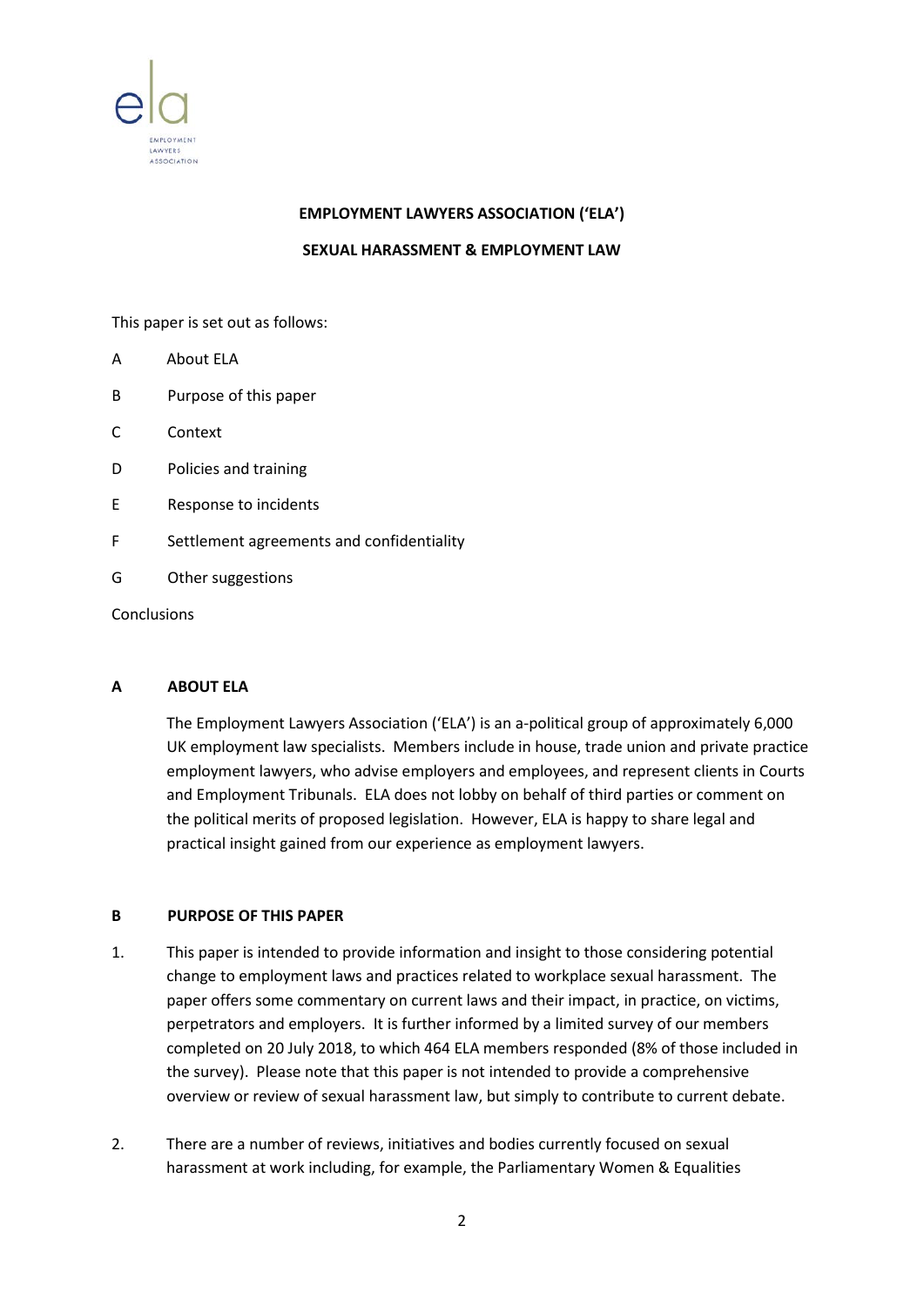**EMPLOYMENT LAWYERS ASSOCIATION ('ELA')**

**SEXUAL HARASSMENT & EMPLOYMENT LAW**

This paper is set out as follows:

A About ELA

B Purpose of this paper

C Context

D Policies and training

E Response to incidents

F Settlement agreements and confidentiality

G Other suggestions

Conclusions

## A ABOUT ELA

The Employment Lawyers Association ('ELA') is an a-political group of approximately 6,000 UK employment law specialists. Members include in house, trade union and private practice employment lawyers, who advise employers and employees, and represent clients in Courts and Employment Tribunals. ELA does not lobby on behalf of third parties or comment on the political merits of proposed legislation. However, ELA is happy to share legal and practical insight gained from our experience as employment lawyers.

## B PURPOSE OF THIS PAPER

1. This paper is intended to provide information and insight to those considering potential change to employment laws and practices related to workplace sexual harassment. The paper offers some commentary on current laws and their impact, in practice, on victims, perpetrators and employers. It is further informed by a limited survey of our members completed on 20 July 2018, to which 464 ELA members responded (8% of those included in the survey). Please note that this paper is not intended to provide a comprehensive overview or review of sexual harassment law, but simply to contribute to current debate.

2. There are a number of reviews, initiatives and bodies currently focused on sexual harassment at work including, for example, the Parliamentary Women & Equalities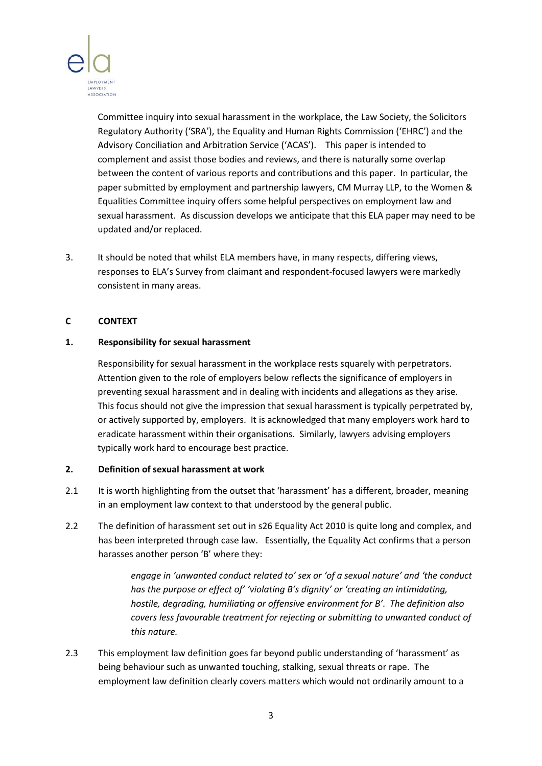Committee inquiry into sexual harassment in the workplace, the Law Society, the Solicitors Regulatory Authority ('SRA'), the Equality and Human Rights Commission ('EHRC') and the Advisory Conciliation and Arbitration Service ('ACAS'). This paper is intended to complement and assist those bodies and reviews, and there is naturally some overlap between the content of various reports and contributions and this paper. In particular, the paper submitted by employment and partnership lawyers, CM Murray LLP, to the Women & Equalities Committee inquiry offers some helpful perspectives on employment law and sexual harassment. As discussion develops we anticipate that this ELA paper may need to be updated and/or replaced.

3. It should be noted that whilst ELA members have, in many respects, differing views, responses to ELA's Survey from claimant and respondent-focused lawyers were markedly consistent in many areas.

## C CONTEXT

### 1. Responsibility for sexual harassment

Responsibility for sexual harassment in the workplace rests squarely with perpetrators. Attention given to the role of employers below reflects the significance of employers in preventing sexual harassment and in dealing with incidents and allegations as they arise. This focus should not give the impression that sexual harassment is typically perpetrated by, or actively supported by, employers. It is acknowledged that many employers work hard to eradicate harassment within their organisations. Similarly, lawyers advising employers typically work hard to encourage best practice.

### 2. Definition of sexual harassment at work

2.1 It is worth highlighting from the outset that 'harassment' has a different, broader, meaning in an employment law context to that understood by the general public.

2.2 The definition of harassment set out in s26 Equality Act 2010 is quite long and complex, and has been interpreted through case law. Essentially, the Equality Act confirms that a person harasses another person 'B' where they:

> *engage in 'unwanted conduct related to' sex or 'of a sexual nature' and 'the conduct has the purpose or effect of' 'violating B's dignity' or 'creating an intimidating, hostile, degrading, humiliating or offensive environment for B'. The definition also covers less favourable treatment for rejecting or submitting to unwanted conduct of this nature.*

2.3 This employment law definition goes far beyond public understanding of 'harassment' as being behaviour such as unwanted touching, stalking, sexual threats or rape. The employment law definition clearly covers matters which would not ordinarily amount to a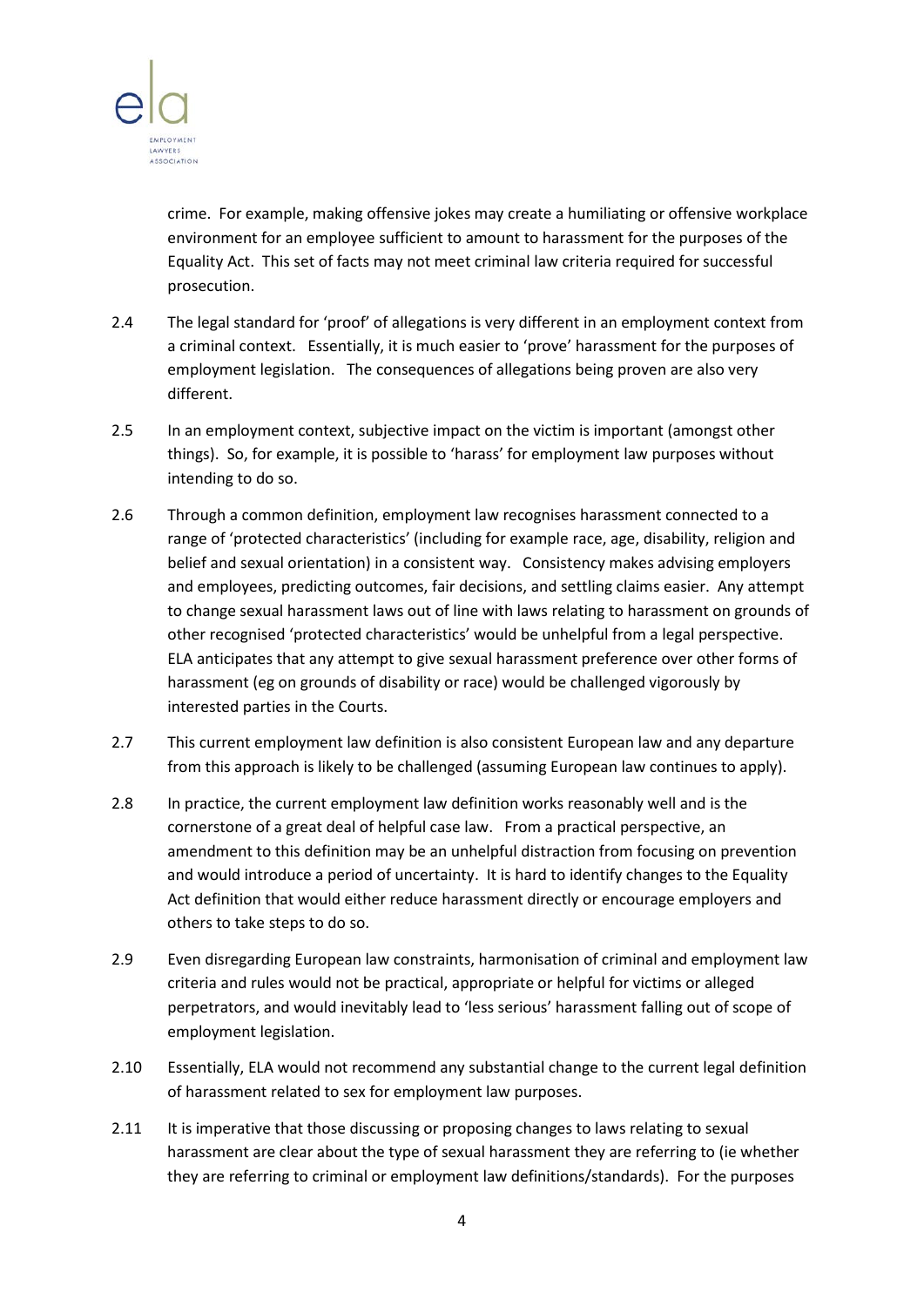crime. For example, making offensive jokes may create a humiliating or offensive workplace environment for an employee sufficient to amount to harassment for the purposes of the Equality Act. This set of facts may not meet criminal law criteria required for successful prosecution.

2.4 The legal standard for 'proof' of allegations is very different in an employment context from a criminal context. Essentially, it is much easier to 'prove' harassment for the purposes of employment legislation. The consequences of allegations being proven are also very different.

2.5 In an employment context, subjective impact on the victim is important (amongst other things). So, for example, it is possible to 'harass' for employment law purposes without intending to do so.

2.6 Through a common definition, employment law recognises harassment connected to a range of 'protected characteristics' (including for example race, age, disability, religion and belief and sexual orientation) in a consistent way. Consistency makes advising employers and employees, predicting outcomes, fair decisions, and settling claims easier. Any attempt to change sexual harassment laws out of line with laws relating to harassment on grounds of other recognised 'protected characteristics' would be unhelpful from a legal perspective. ELA anticipates that any attempt to give sexual harassment preference over other forms of harassment (eg on grounds of disability or race) would be challenged vigorously by interested parties in the Courts.

2.7 This current employment law definition is also consistent European law and any departure from this approach is likely to be challenged (assuming European law continues to apply).

2.8 In practice, the current employment law definition works reasonably well and is the cornerstone of a great deal of helpful case law. From a practical perspective, an amendment to this definition may be an unhelpful distraction from focusing on prevention and would introduce a period of uncertainty. It is hard to identify changes to the Equality Act definition that would either reduce harassment directly or encourage employers and others to take steps to do so.

2.9 Even disregarding European law constraints, harmonisation of criminal and employment law criteria and rules would not be practical, appropriate or helpful for victims or alleged perpetrators, and would inevitably lead to 'less serious' harassment falling out of scope of employment legislation.

2.10 Essentially, ELA would not recommend any substantial change to the current legal definition of harassment related to sex for employment law purposes.

2.11 It is imperative that those discussing or proposing changes to laws relating to sexual harassment are clear about the type of sexual harassment they are referring to (ie whether they are referring to criminal or employment law definitions/standards). For the purposes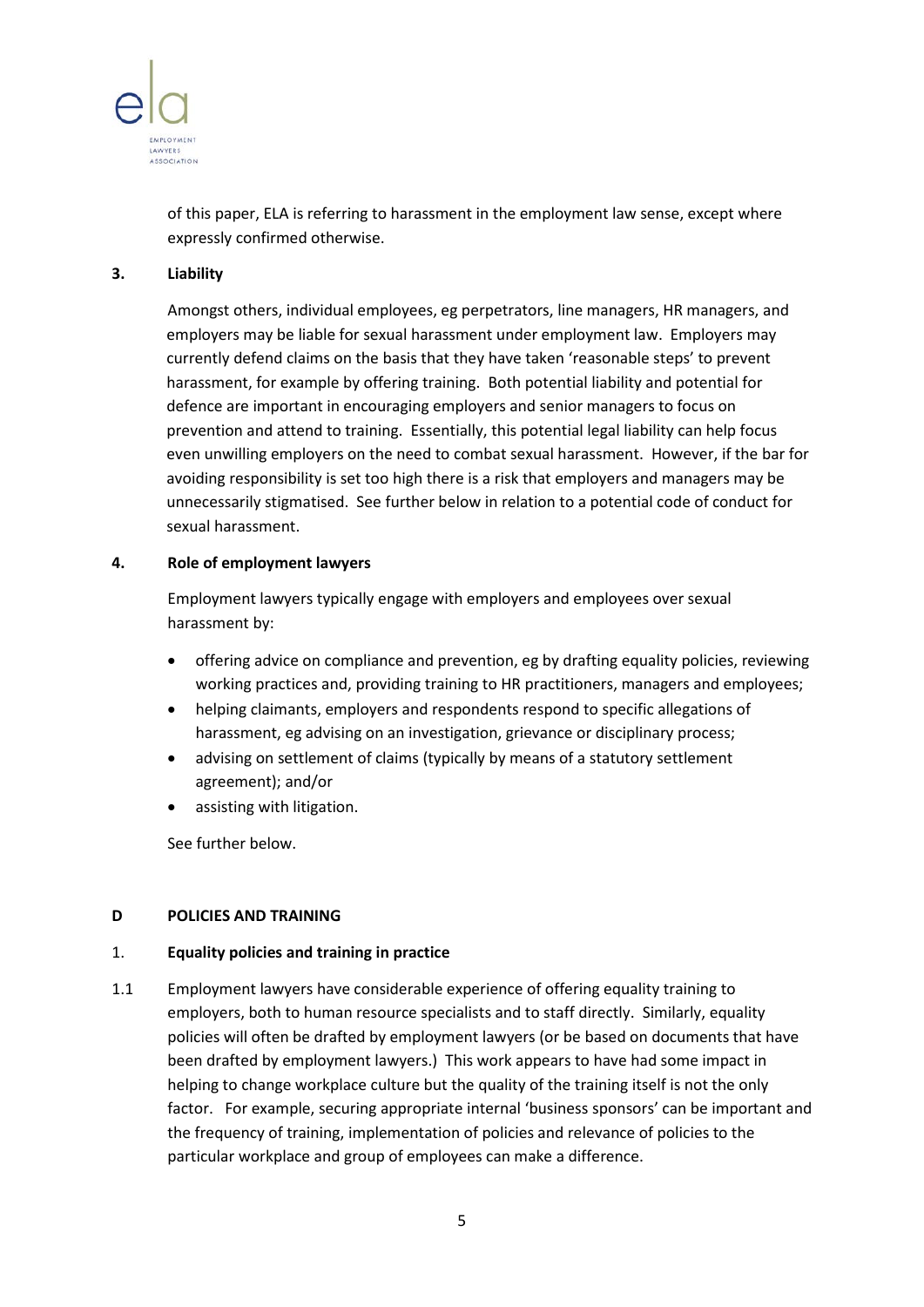of this paper, ELA is referring to harassment in the employment law sense, except where expressly confirmed otherwise.

### 3. Liability

Amongst others, individual employees, eg perpetrators, line managers, HR managers, and employers may be liable for sexual harassment under employment law. Employers may currently defend claims on the basis that they have taken 'reasonable steps' to prevent harassment, for example by offering training. Both potential liability and potential for defence are important in encouraging employers and senior managers to focus on prevention and attend to training. Essentially, this potential legal liability can help focus even unwilling employers on the need to combat sexual harassment. However, if the bar for avoiding responsibility is set too high there is a risk that employers and managers may be unnecessarily stigmatised. See further below in relation to a potential code of conduct for sexual harassment.

### 4. Role of employment lawyers

Employment lawyers typically engage with employers and employees over sexual harassment by:

- offering advice on compliance and prevention, eg by drafting equality policies, reviewing working practices and, providing training to HR practitioners, managers and employees;
- helping claimants, employers and respondents respond to specific allegations of harassment, eg advising on an investigation, grievance or disciplinary process;
- advising on settlement of claims (typically by means of a statutory settlement agreement); and/or
- assisting with litigation.

See further below.

## D POLICIES AND TRAINING

### 1. Equality policies and training in practice

1.1 Employment lawyers have considerable experience of offering equality training to employers, both to human resource specialists and to staff directly. Similarly, equality policies will often be drafted by employment lawyers (or be based on documents that have been drafted by employment lawyers.) This work appears to have had some impact in helping to change workplace culture but the quality of the training itself is not the only factor. For example, securing appropriate internal 'business sponsors' can be important and the frequency of training, implementation of policies and relevance of policies to the particular workplace and group of employees can make a difference.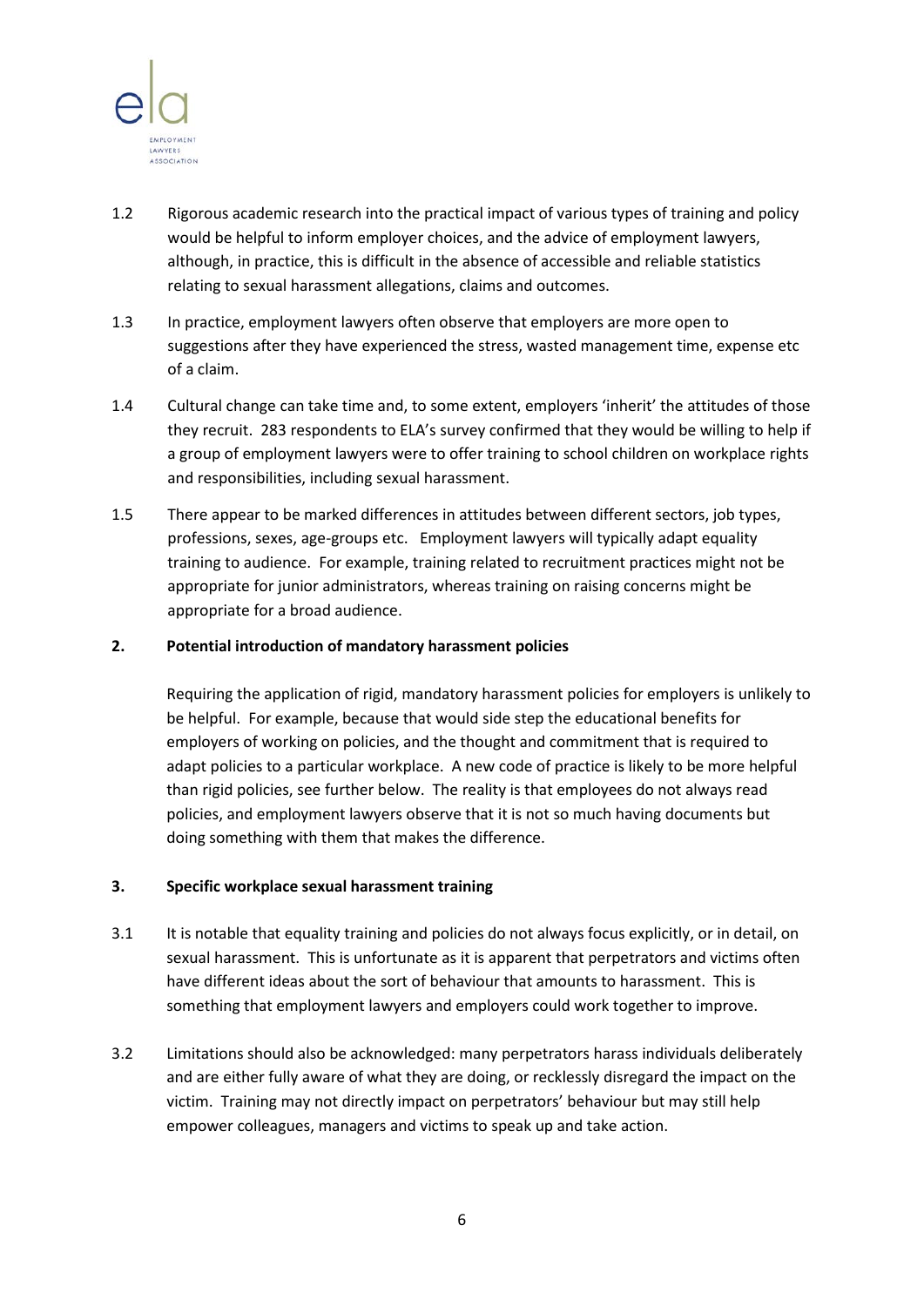1.2 Rigorous academic research into the practical impact of various types of training and policy would be helpful to inform employer choices, and the advice of employment lawyers, although, in practice, this is difficult in the absence of accessible and reliable statistics relating to sexual harassment allegations, claims and outcomes.

1.3 In practice, employment lawyers often observe that employers are more open to suggestions after they have experienced the stress, wasted management time, expense etc of a claim.

1.4 Cultural change can take time and, to some extent, employers 'inherit' the attitudes of those they recruit. 283 respondents to ELA's survey confirmed that they would be willing to help if a group of employment lawyers were to offer training to school children on workplace rights and responsibilities, including sexual harassment.

1.5 There appear to be marked differences in attitudes between different sectors, job types, professions, sexes, age-groups etc. Employment lawyers will typically adapt equality training to audience. For example, training related to recruitment practices might not be appropriate for junior administrators, whereas training on raising concerns might be appropriate for a broad audience.

## 2. Potential introduction of mandatory harassment policies

Requiring the application of rigid, mandatory harassment policies for employers is unlikely to be helpful. For example, because that would side step the educational benefits for employers of working on policies, and the thought and commitment that is required to adapt policies to a particular workplace. A new code of practice is likely to be more helpful than rigid policies, see further below. The reality is that employees do not always read policies, and employment lawyers observe that it is not so much having documents but doing something with them that makes the difference.

## 3. Specific workplace sexual harassment training

3.1 It is notable that equality training and policies do not always focus explicitly, or in detail, on sexual harassment. This is unfortunate as it is apparent that perpetrators and victims often have different ideas about the sort of behaviour that amounts to harassment. This is something that employment lawyers and employers could work together to improve.

3.2 Limitations should also be acknowledged: many perpetrators harass individuals deliberately and are either fully aware of what they are doing, or recklessly disregard the impact on the victim. Training may not directly impact on perpetrators' behaviour but may still help empower colleagues, managers and victims to speak up and take action.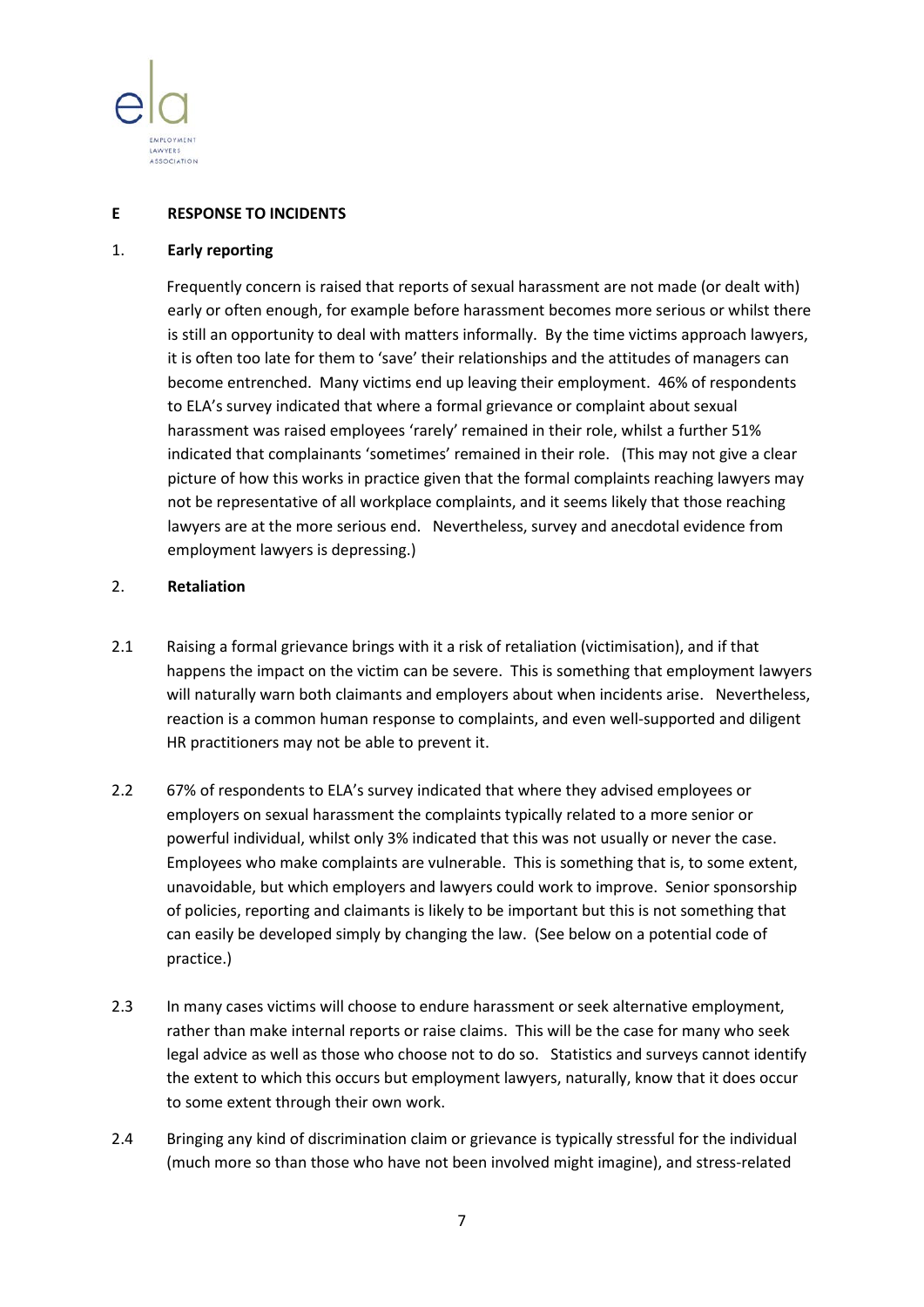## E RESPONSE TO INCIDENTS

### 1. Early reporting

Frequently concern is raised that reports of sexual harassment are not made (or dealt with) early or often enough, for example before harassment becomes more serious or whilst there is still an opportunity to deal with matters informally. By the time victims approach lawyers, it is often too late for them to 'save' their relationships and the attitudes of managers can become entrenched. Many victims end up leaving their employment. 46% of respondents to ELA's survey indicated that where a formal grievance or complaint about sexual harassment was raised employees 'rarely' remained in their role, whilst a further 51% indicated that complainants 'sometimes' remained in their role. (This may not give a clear picture of how this works in practice given that the formal complaints reaching lawyers may not be representative of all workplace complaints, and it seems likely that those reaching lawyers are at the more serious end. Nevertheless, survey and anecdotal evidence from employment lawyers is depressing.)

### 2. Retaliation

2.1 Raising a formal grievance brings with it a risk of retaliation (victimisation), and if that happens the impact on the victim can be severe. This is something that employment lawyers will naturally warn both claimants and employers about when incidents arise. Nevertheless, reaction is a common human response to complaints, and even well-supported and diligent HR practitioners may not be able to prevent it.

2.2 67% of respondents to ELA's survey indicated that where they advised employees or employers on sexual harassment the complaints typically related to a more senior or powerful individual, whilst only 3% indicated that this was not usually or never the case. Employees who make complaints are vulnerable. This is something that is, to some extent, unavoidable, but which employers and lawyers could work to improve. Senior sponsorship of policies, reporting and claimants is likely to be important but this is not something that can easily be developed simply by changing the law. (See below on a potential code of practice.)

2.3 In many cases victims will choose to endure harassment or seek alternative employment, rather than make internal reports or raise claims. This will be the case for many who seek legal advice as well as those who choose not to do so. Statistics and surveys cannot identify the extent to which this occurs but employment lawyers, naturally, know that it does occur to some extent through their own work.

2.4 Bringing any kind of discrimination claim or grievance is typically stressful for the individual (much more so than those who have not been involved might imagine), and stress-related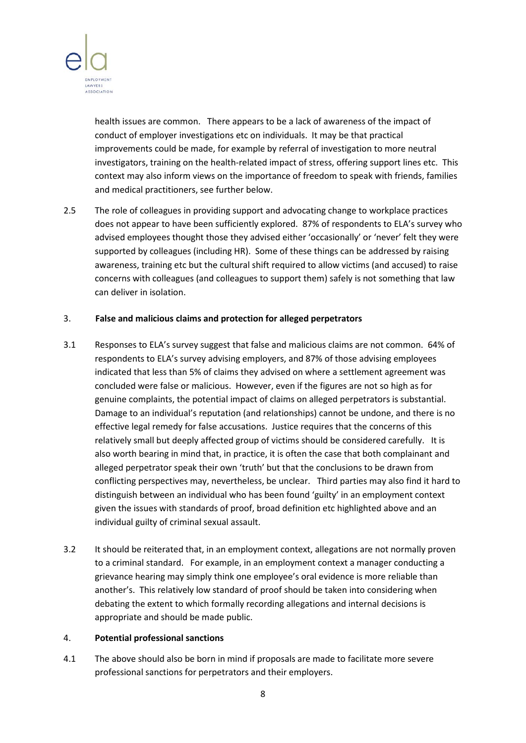health issues are common. There appears to be a lack of awareness of the impact of conduct of employer investigations etc on individuals. It may be that practical improvements could be made, for example by referral of investigation to more neutral investigators, training on the health-related impact of stress, offering support lines etc. This context may also inform views on the importance of freedom to speak with friends, families and medical practitioners, see further below.

2.5 The role of colleagues in providing support and advocating change to workplace practices does not appear to have been sufficiently explored. 87% of respondents to ELA's survey who advised employees thought those they advised either 'occasionally' or 'never' felt they were supported by colleagues (including HR). Some of these things can be addressed by raising awareness, training etc but the cultural shift required to allow victims (and accused) to raise concerns with colleagues (and colleagues to support them) safely is not something that law can deliver in isolation.

## 3. False and malicious claims and protection for alleged perpetrators

3.1 Responses to ELA's survey suggest that false and malicious claims are not common. 64% of respondents to ELA's survey advising employers, and 87% of those advising employees indicated that less than 5% of claims they advised on where a settlement agreement was concluded were false or malicious. However, even if the figures are not so high as for genuine complaints, the potential impact of claims on alleged perpetrators is substantial. Damage to an individual's reputation (and relationships) cannot be undone, and there is no effective legal remedy for false accusations. Justice requires that the concerns of this relatively small but deeply affected group of victims should be considered carefully. It is also worth bearing in mind that, in practice, it is often the case that both complainant and alleged perpetrator speak their own 'truth' but that the conclusions to be drawn from conflicting perspectives may, nevertheless, be unclear. Third parties may also find it hard to distinguish between an individual who has been found 'guilty' in an employment context given the issues with standards of proof, broad definition etc highlighted above and an individual guilty of criminal sexual assault.

3.2 It should be reiterated that, in an employment context, allegations are not normally proven to a criminal standard. For example, in an employment context a manager conducting a grievance hearing may simply think one employee's oral evidence is more reliable than another's. This relatively low standard of proof should be taken into considering when debating the extent to which formally recording allegations and internal decisions is appropriate and should be made public.

## 4. Potential professional sanctions

4.1 The above should also be born in mind if proposals are made to facilitate more severe professional sanctions for perpetrators and their employers.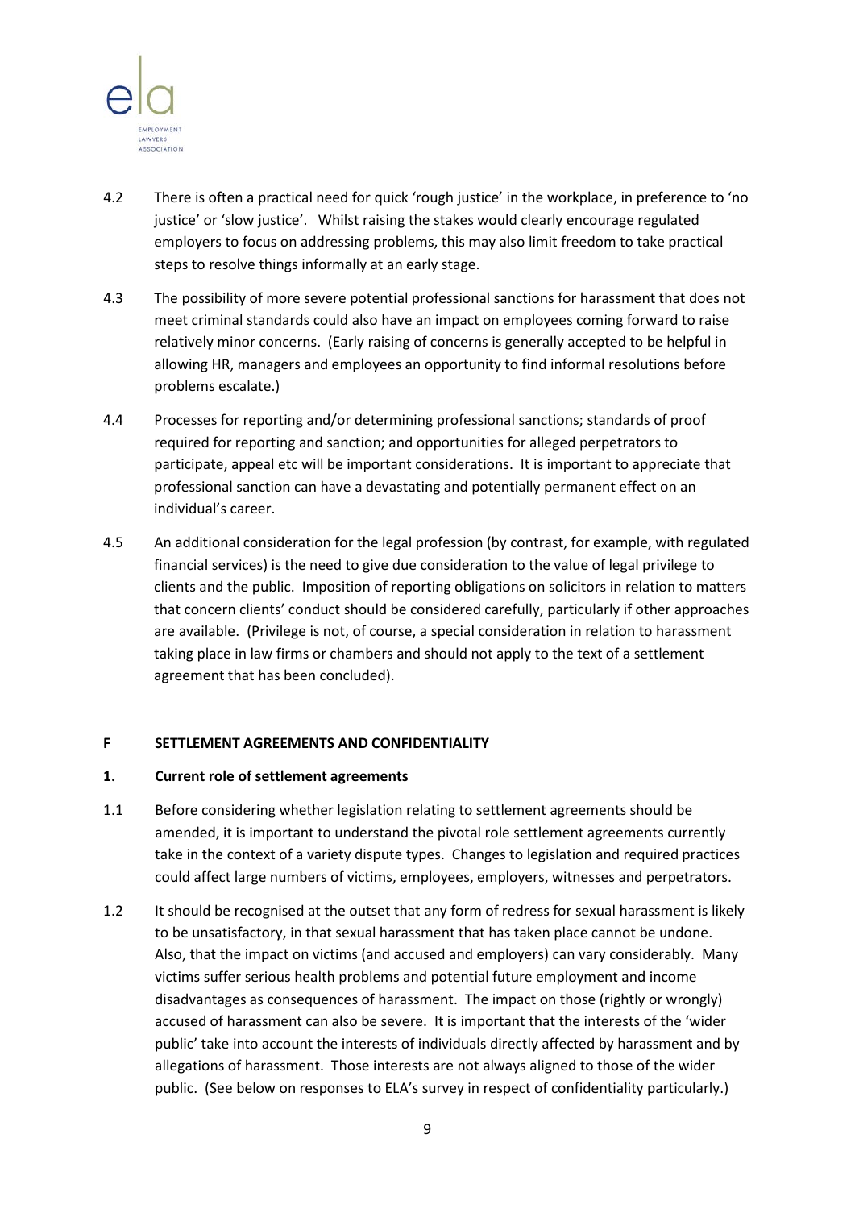4.2 There is often a practical need for quick 'rough justice' in the workplace, in preference to 'no justice' or 'slow justice'. Whilst raising the stakes would clearly encourage regulated employers to focus on addressing problems, this may also limit freedom to take practical steps to resolve things informally at an early stage.

4.3 The possibility of more severe potential professional sanctions for harassment that does not meet criminal standards could also have an impact on employees coming forward to raise relatively minor concerns. (Early raising of concerns is generally accepted to be helpful in allowing HR, managers and employees an opportunity to find informal resolutions before problems escalate.)

4.4 Processes for reporting and/or determining professional sanctions; standards of proof required for reporting and sanction; and opportunities for alleged perpetrators to participate, appeal etc will be important considerations. It is important to appreciate that professional sanction can have a devastating and potentially permanent effect on an individual's career.

4.5 An additional consideration for the legal profession (by contrast, for example, with regulated financial services) is the need to give due consideration to the value of legal privilege to clients and the public. Imposition of reporting obligations on solicitors in relation to matters that concern clients' conduct should be considered carefully, particularly if other approaches are available. (Privilege is not, of course, a special consideration in relation to harassment taking place in law firms or chambers and should not apply to the text of a settlement agreement that has been concluded).

## F SETTLEMENT AGREEMENTS AND CONFIDENTIALITY

### 1. Current role of settlement agreements

1.1 Before considering whether legislation relating to settlement agreements should be amended, it is important to understand the pivotal role settlement agreements currently take in the context of a variety dispute types. Changes to legislation and required practices could affect large numbers of victims, employees, employers, witnesses and perpetrators.

1.2 It should be recognised at the outset that any form of redress for sexual harassment is likely to be unsatisfactory, in that sexual harassment that has taken place cannot be undone. Also, that the impact on victims (and accused and employers) can vary considerably. Many victims suffer serious health problems and potential future employment and income disadvantages as consequences of harassment. The impact on those (rightly or wrongly) accused of harassment can also be severe. It is important that the interests of the 'wider public' take into account the interests of individuals directly affected by harassment and by allegations of harassment. Those interests are not always aligned to those of the wider public. (See below on responses to ELA's survey in respect of confidentiality particularly.)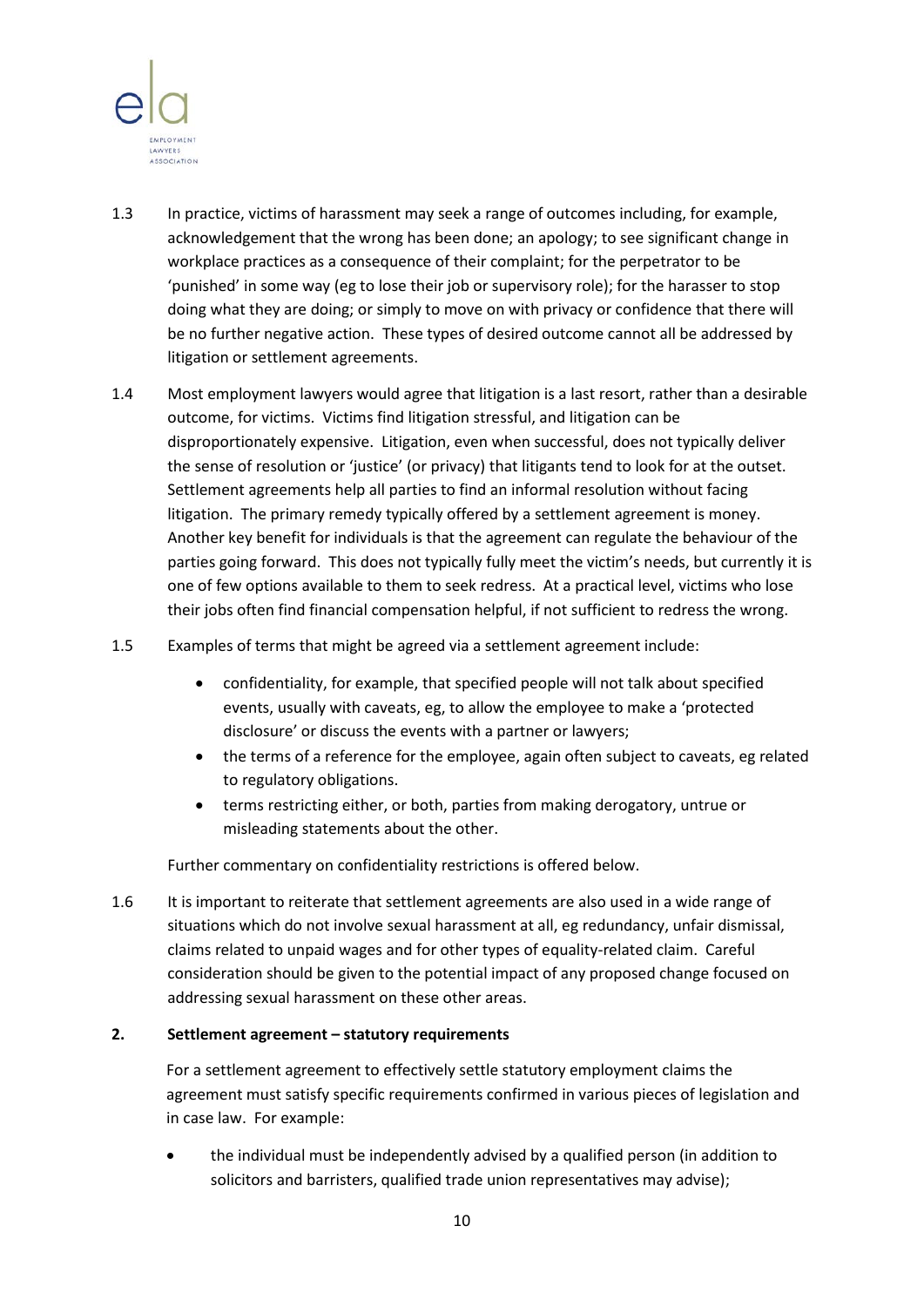1.3 In practice, victims of harassment may seek a range of outcomes including, for example, acknowledgement that the wrong has been done; an apology; to see significant change in workplace practices as a consequence of their complaint; for the perpetrator to be 'punished' in some way (eg to lose their job or supervisory role); for the harasser to stop doing what they are doing; or simply to move on with privacy or confidence that there will be no further negative action. These types of desired outcome cannot all be addressed by litigation or settlement agreements.

1.4 Most employment lawyers would agree that litigation is a last resort, rather than a desirable outcome, for victims. Victims find litigation stressful, and litigation can be disproportionately expensive. Litigation, even when successful, does not typically deliver the sense of resolution or 'justice' (or privacy) that litigants tend to look for at the outset. Settlement agreements help all parties to find an informal resolution without facing litigation. The primary remedy typically offered by a settlement agreement is money. Another key benefit for individuals is that the agreement can regulate the behaviour of the parties going forward. This does not typically fully meet the victim's needs, but currently it is one of few options available to them to seek redress. At a practical level, victims who lose their jobs often find financial compensation helpful, if not sufficient to redress the wrong.

1.5 Examples of terms that might be agreed via a settlement agreement include:

- confidentiality, for example, that specified people will not talk about specified events, usually with caveats, eg, to allow the employee to make a 'protected disclosure' or discuss the events with a partner or lawyers;
- the terms of a reference for the employee, again often subject to caveats, eg related to regulatory obligations.
- terms restricting either, or both, parties from making derogatory, untrue or misleading statements about the other.

Further commentary on confidentiality restrictions is offered below.

1.6 It is important to reiterate that settlement agreements are also used in a wide range of situations which do not involve sexual harassment at all, eg redundancy, unfair dismissal, claims related to unpaid wages and for other types of equality-related claim. Careful consideration should be given to the potential impact of any proposed change focused on addressing sexual harassment on these other areas.

**2. Settlement agreement – statutory requirements**

For a settlement agreement to effectively settle statutory employment claims the agreement must satisfy specific requirements confirmed in various pieces of legislation and in case law. For example:

- the individual must be independently advised by a qualified person (in addition to solicitors and barristers, qualified trade union representatives may advise);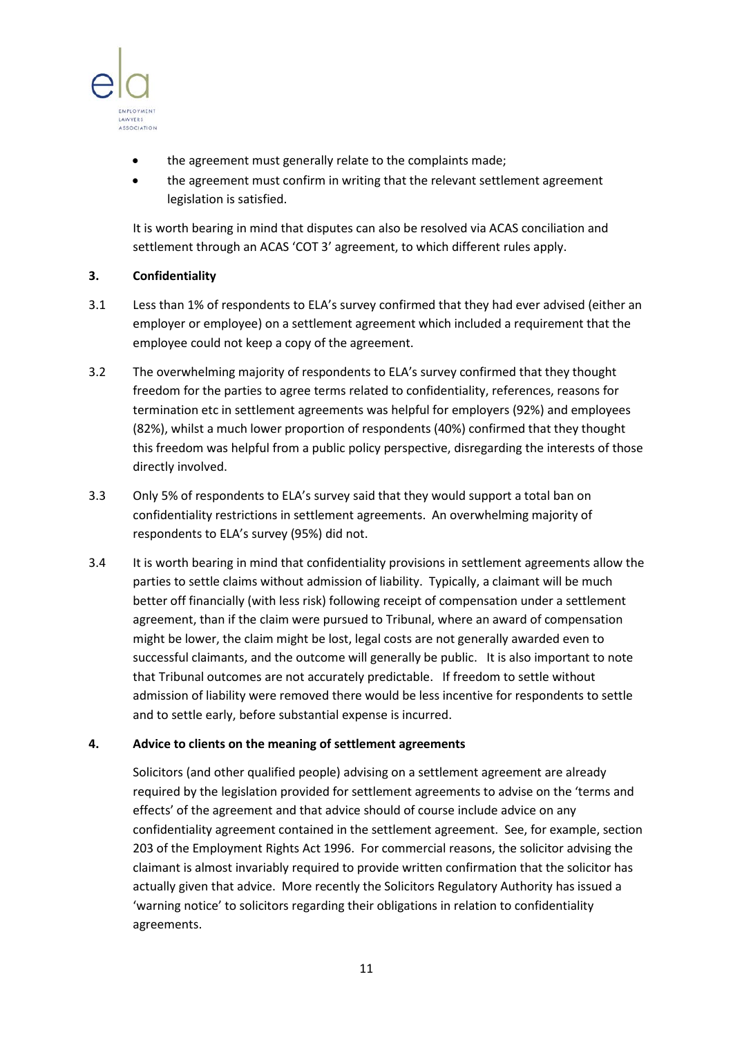- the agreement must generally relate to the complaints made;
- the agreement must confirm in writing that the relevant settlement agreement legislation is satisfied.

It is worth bearing in mind that disputes can also be resolved via ACAS conciliation and settlement through an ACAS 'COT 3' agreement, to which different rules apply.

## 3. Confidentiality

3.1 Less than 1% of respondents to ELA's survey confirmed that they had ever advised (either an employer or employee) on a settlement agreement which included a requirement that the employee could not keep a copy of the agreement.

3.2 The overwhelming majority of respondents to ELA's survey confirmed that they thought freedom for the parties to agree terms related to confidentiality, references, reasons for termination etc in settlement agreements was helpful for employers (92%) and employees (82%), whilst a much lower proportion of respondents (40%) confirmed that they thought this freedom was helpful from a public policy perspective, disregarding the interests of those directly involved.

3.3 Only 5% of respondents to ELA's survey said that they would support a total ban on confidentiality restrictions in settlement agreements. An overwhelming majority of respondents to ELA's survey (95%) did not.

3.4 It is worth bearing in mind that confidentiality provisions in settlement agreements allow the parties to settle claims without admission of liability. Typically, a claimant will be much better off financially (with less risk) following receipt of compensation under a settlement agreement, than if the claim were pursued to Tribunal, where an award of compensation might be lower, the claim might be lost, legal costs are not generally awarded even to successful claimants, and the outcome will generally be public. It is also important to note that Tribunal outcomes are not accurately predictable. If freedom to settle without admission of liability were removed there would be less incentive for respondents to settle and to settle early, before substantial expense is incurred.

## 4. Advice to clients on the meaning of settlement agreements

Solicitors (and other qualified people) advising on a settlement agreement are already required by the legislation provided for settlement agreements to advise on the 'terms and effects' of the agreement and that advice should of course include advice on any confidentiality agreement contained in the settlement agreement. See, for example, section 203 of the Employment Rights Act 1996. For commercial reasons, the solicitor advising the claimant is almost invariably required to provide written confirmation that the solicitor has actually given that advice. More recently the Solicitors Regulatory Authority has issued a 'warning notice' to solicitors regarding their obligations in relation to confidentiality agreements.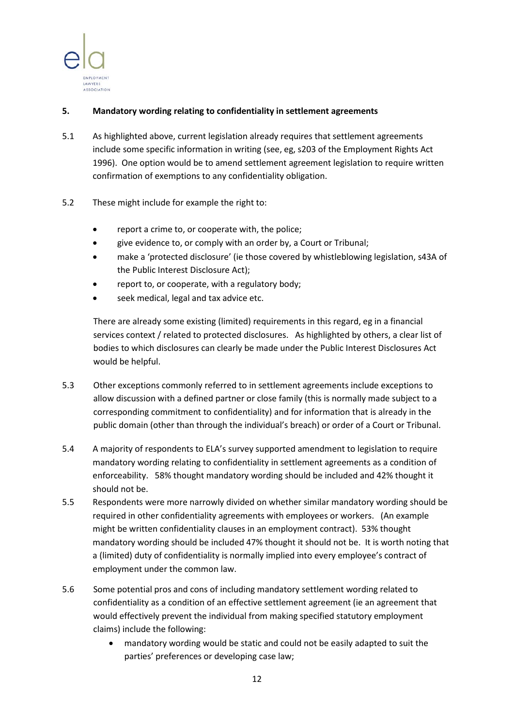## 5. Mandatory wording relating to confidentiality in settlement agreements

5.1 As highlighted above, current legislation already requires that settlement agreements include some specific information in writing (see, eg, s203 of the Employment Rights Act 1996). One option would be to amend settlement agreement legislation to require written confirmation of exemptions to any confidentiality obligation.

5.2 These might include for example the right to:

- report a crime to, or cooperate with, the police;
- give evidence to, or comply with an order by, a Court or Tribunal;
- make a 'protected disclosure' (ie those covered by whistleblowing legislation, s43A of the Public Interest Disclosure Act);
- report to, or cooperate, with a regulatory body;
- seek medical, legal and tax advice etc.

There are already some existing (limited) requirements in this regard, eg in a financial services context / related to protected disclosures. As highlighted by others, a clear list of bodies to which disclosures can clearly be made under the Public Interest Disclosures Act would be helpful.

5.3 Other exceptions commonly referred to in settlement agreements include exceptions to allow discussion with a defined partner or close family (this is normally made subject to a corresponding commitment to confidentiality) and for information that is already in the public domain (other than through the individual's breach) or order of a Court or Tribunal.

5.4 A majority of respondents to ELA's survey supported amendment to legislation to require mandatory wording relating to confidentiality in settlement agreements as a condition of enforceability. 58% thought mandatory wording should be included and 42% thought it should not be.

5.5 Respondents were more narrowly divided on whether similar mandatory wording should be required in other confidentiality agreements with employees or workers. (An example might be written confidentiality clauses in an employment contract). 53% thought mandatory wording should be included 47% thought it should not be. It is worth noting that a (limited) duty of confidentiality is normally implied into every employee's contract of employment under the common law.

5.6 Some potential pros and cons of including mandatory settlement wording related to confidentiality as a condition of an effective settlement agreement (ie an agreement that would effectively prevent the individual from making specified statutory employment claims) include the following:

- mandatory wording would be static and could not be easily adapted to suit the parties' preferences or developing case law;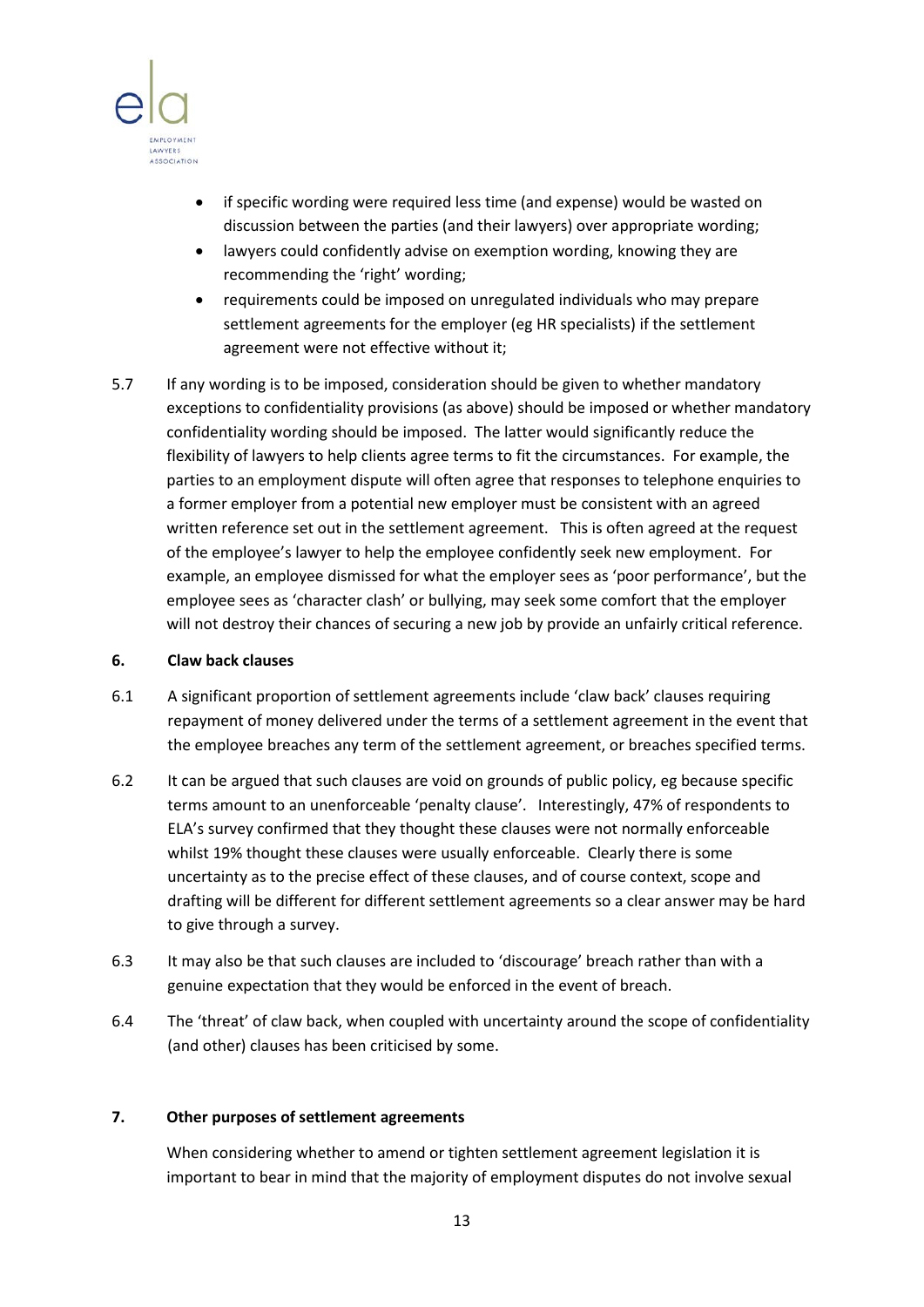- if specific wording were required less time (and expense) would be wasted on discussion between the parties (and their lawyers) over appropriate wording;
- lawyers could confidently advise on exemption wording, knowing they are recommending the 'right' wording;
- requirements could be imposed on unregulated individuals who may prepare settlement agreements for the employer (eg HR specialists) if the settlement agreement were not effective without it;

5.7 If any wording is to be imposed, consideration should be given to whether mandatory exceptions to confidentiality provisions (as above) should be imposed or whether mandatory confidentiality wording should be imposed. The latter would significantly reduce the flexibility of lawyers to help clients agree terms to fit the circumstances. For example, the parties to an employment dispute will often agree that responses to telephone enquiries to a former employer from a potential new employer must be consistent with an agreed written reference set out in the settlement agreement. This is often agreed at the request of the employee's lawyer to help the employee confidently seek new employment. For example, an employee dismissed for what the employer sees as 'poor performance', but the employee sees as 'character clash' or bullying, may seek some comfort that the employer will not destroy their chances of securing a new job by provide an unfairly critical reference.

**6. Claw back clauses**

6.1 A significant proportion of settlement agreements include 'claw back' clauses requiring repayment of money delivered under the terms of a settlement agreement in the event that the employee breaches any term of the settlement agreement, or breaches specified terms.

6.2 It can be argued that such clauses are void on grounds of public policy, eg because specific terms amount to an unenforceable 'penalty clause'. Interestingly, 47% of respondents to ELA's survey confirmed that they thought these clauses were not normally enforceable whilst 19% thought these clauses were usually enforceable. Clearly there is some uncertainty as to the precise effect of these clauses, and of course context, scope and drafting will be different for different settlement agreements so a clear answer may be hard to give through a survey.

6.3 It may also be that such clauses are included to 'discourage' breach rather than with a genuine expectation that they would be enforced in the event of breach.

6.4 The 'threat' of claw back, when coupled with uncertainty around the scope of confidentiality (and other) clauses has been criticised by some.

**7. Other purposes of settlement agreements**

When considering whether to amend or tighten settlement agreement legislation it is important to bear in mind that the majority of employment disputes do not involve sexual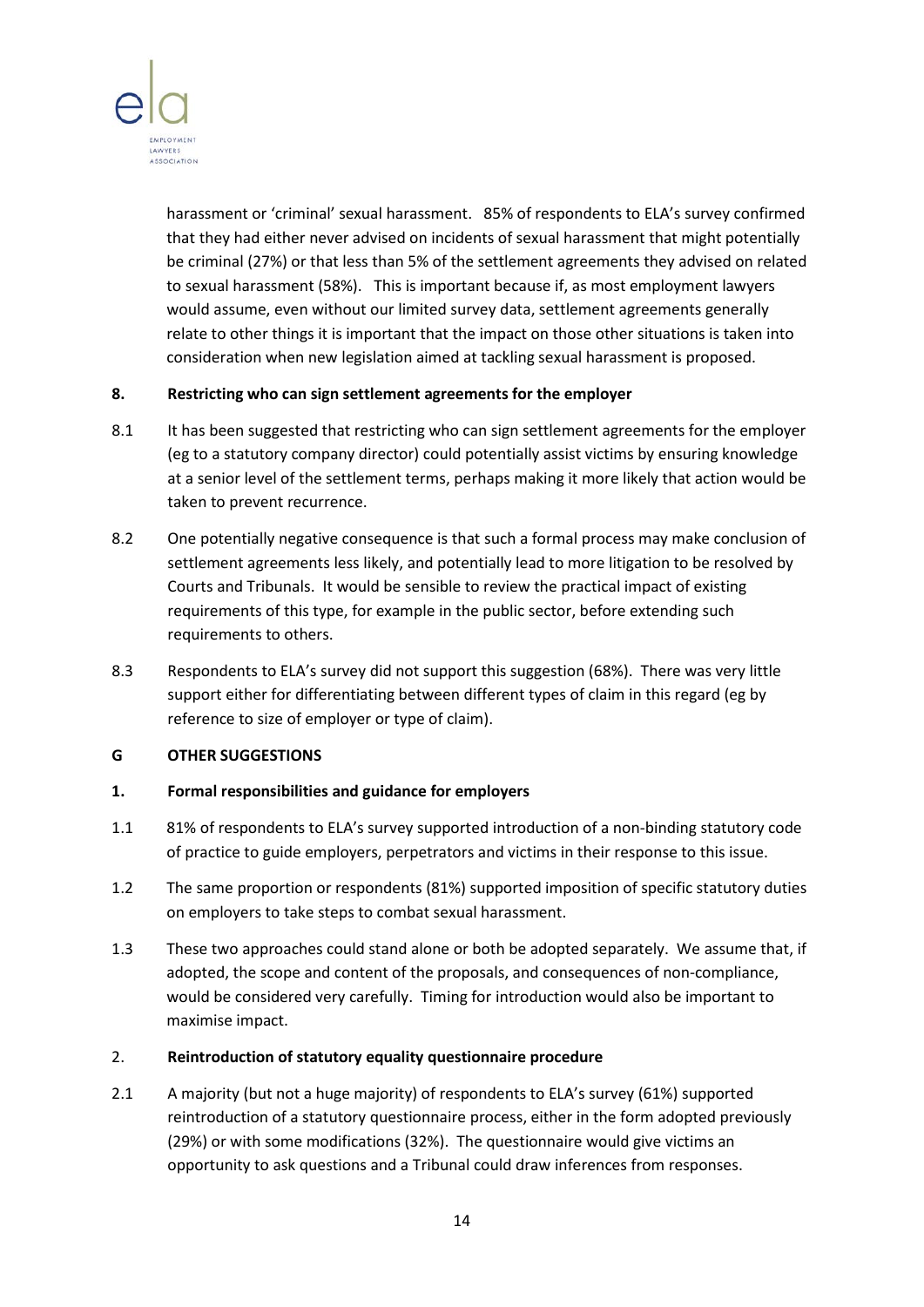harassment or 'criminal' sexual harassment. 85% of respondents to ELA's survey confirmed that they had either never advised on incidents of sexual harassment that might potentially be criminal (27%) or that less than 5% of the settlement agreements they advised on related to sexual harassment (58%). This is important because if, as most employment lawyers would assume, even without our limited survey data, settlement agreements generally relate to other things it is important that the impact on those other situations is taken into consideration when new legislation aimed at tackling sexual harassment is proposed.

**8. Restricting who can sign settlement agreements for the employer**

8.1 It has been suggested that restricting who can sign settlement agreements for the employer (eg to a statutory company director) could potentially assist victims by ensuring knowledge at a senior level of the settlement terms, perhaps making it more likely that action would be taken to prevent recurrence.

8.2 One potentially negative consequence is that such a formal process may make conclusion of settlement agreements less likely, and potentially lead to more litigation to be resolved by Courts and Tribunals. It would be sensible to review the practical impact of existing requirements of this type, for example in the public sector, before extending such requirements to others.

8.3 Respondents to ELA's survey did not support this suggestion (68%). There was very little support either for differentiating between different types of claim in this regard (eg by reference to size of employer or type of claim).

**G OTHER SUGGESTIONS**

**1. Formal responsibilities and guidance for employers**

1.1 81% of respondents to ELA's survey supported introduction of a non-binding statutory code of practice to guide employers, perpetrators and victims in their response to this issue.

1.2 The same proportion or respondents (81%) supported imposition of specific statutory duties on employers to take steps to combat sexual harassment.

1.3 These two approaches could stand alone or both be adopted separately. We assume that, if adopted, the scope and content of the proposals, and consequences of non-compliance, would be considered very carefully. Timing for introduction would also be important to maximise impact.

2. **Reintroduction of statutory equality questionnaire procedure**

2.1 A majority (but not a huge majority) of respondents to ELA's survey (61%) supported reintroduction of a statutory questionnaire process, either in the form adopted previously (29%) or with some modifications (32%). The questionnaire would give victims an opportunity to ask questions and a Tribunal could draw inferences from responses.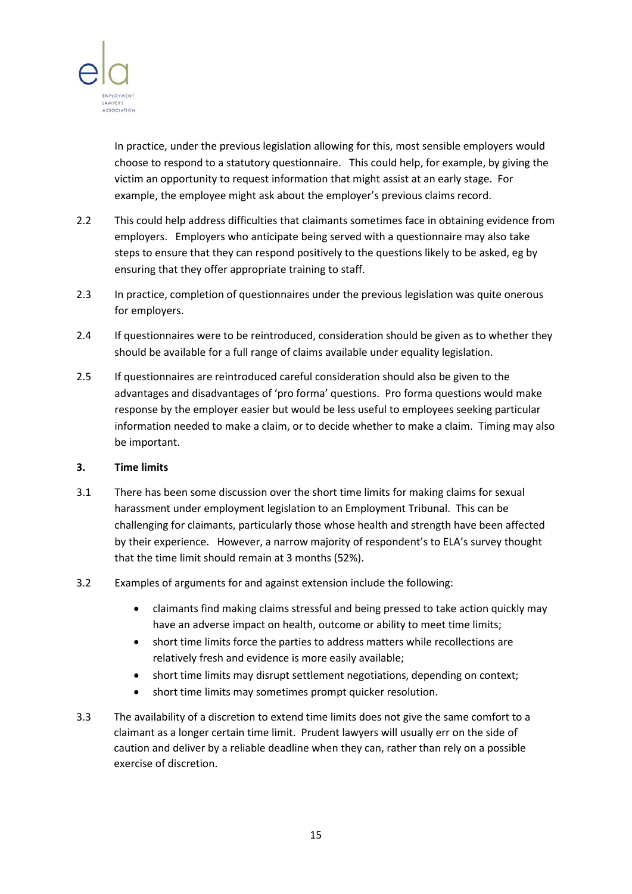In practice, under the previous legislation allowing for this, most sensible employers would choose to respond to a statutory questionnaire. This could help, for example, by giving the victim an opportunity to request information that might assist at an early stage. For example, the employee might ask about the employer's previous claims record.

2.2 This could help address difficulties that claimants sometimes face in obtaining evidence from employers. Employers who anticipate being served with a questionnaire may also take steps to ensure that they can respond positively to the questions likely to be asked, eg by ensuring that they offer appropriate training to staff.

2.3 In practice, completion of questionnaires under the previous legislation was quite onerous for employers.

2.4 If questionnaires were to be reintroduced, consideration should be given as to whether they should be available for a full range of claims available under equality legislation.

2.5 If questionnaires are reintroduced careful consideration should also be given to the advantages and disadvantages of 'pro forma' questions. Pro forma questions would make response by the employer easier but would be less useful to employees seeking particular information needed to make a claim, or to decide whether to make a claim. Timing may also be important.

## 3. Time limits

3.1 There has been some discussion over the short time limits for making claims for sexual harassment under employment legislation to an Employment Tribunal. This can be challenging for claimants, particularly those whose health and strength have been affected by their experience. However, a narrow majority of respondent's to ELA's survey thought that the time limit should remain at 3 months (52%).

3.2 Examples of arguments for and against extension include the following:

- claimants find making claims stressful and being pressed to take action quickly may have an adverse impact on health, outcome or ability to meet time limits;
- short time limits force the parties to address matters while recollections are relatively fresh and evidence is more easily available;
- short time limits may disrupt settlement negotiations, depending on context;
- short time limits may sometimes prompt quicker resolution.

3.3 The availability of a discretion to extend time limits does not give the same comfort to a claimant as a longer certain time limit. Prudent lawyers will usually err on the side of caution and deliver by a reliable deadline when they can, rather than rely on a possible exercise of discretion.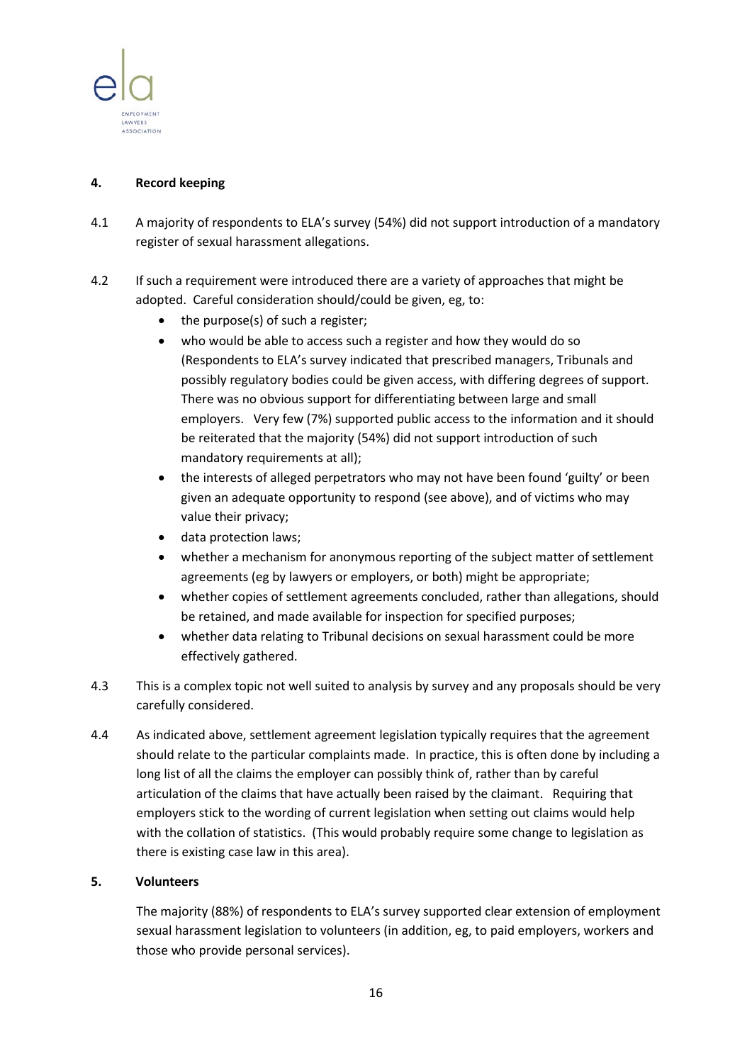## 4. Record keeping

4.1 A majority of respondents to ELA's survey (54%) did not support introduction of a mandatory register of sexual harassment allegations.

4.2 If such a requirement were introduced there are a variety of approaches that might be adopted. Careful consideration should/could be given, eg, to:

- the purpose(s) of such a register;
- who would be able to access such a register and how they would do so (Respondents to ELA's survey indicated that prescribed managers, Tribunals and possibly regulatory bodies could be given access, with differing degrees of support. There was no obvious support for differentiating between large and small employers. Very few (7%) supported public access to the information and it should be reiterated that the majority (54%) did not support introduction of such mandatory requirements at all);
- the interests of alleged perpetrators who may not have been found 'guilty' or been given an adequate opportunity to respond (see above), and of victims who may value their privacy;
- data protection laws;
- whether a mechanism for anonymous reporting of the subject matter of settlement agreements (eg by lawyers or employers, or both) might be appropriate;
- whether copies of settlement agreements concluded, rather than allegations, should be retained, and made available for inspection for specified purposes;
- whether data relating to Tribunal decisions on sexual harassment could be more effectively gathered.

4.3 This is a complex topic not well suited to analysis by survey and any proposals should be very carefully considered.

4.4 As indicated above, settlement agreement legislation typically requires that the agreement should relate to the particular complaints made. In practice, this is often done by including a long list of all the claims the employer can possibly think of, rather than by careful articulation of the claims that have actually been raised by the claimant. Requiring that employers stick to the wording of current legislation when setting out claims would help with the collation of statistics. (This would probably require some change to legislation as there is existing case law in this area).

## 5. Volunteers

The majority (88%) of respondents to ELA's survey supported clear extension of employment sexual harassment legislation to volunteers (in addition, eg, to paid employers, workers and those who provide personal services).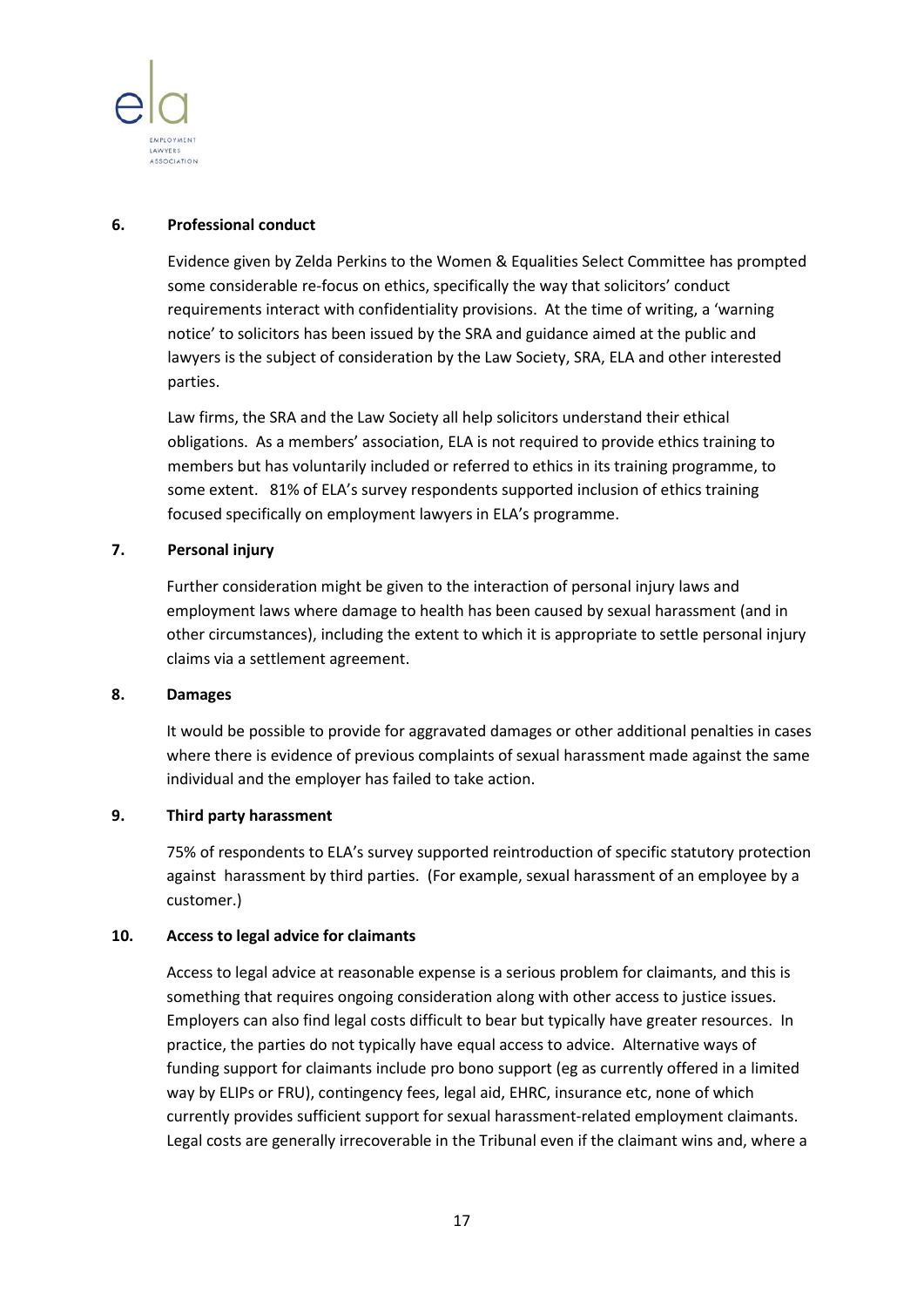**6. Professional conduct**

Evidence given by Zelda Perkins to the Women & Equalities Select Committee has prompted some considerable re-focus on ethics, specifically the way that solicitors' conduct requirements interact with confidentiality provisions. At the time of writing, a 'warning notice' to solicitors has been issued by the SRA and guidance aimed at the public and lawyers is the subject of consideration by the Law Society, SRA, ELA and other interested parties.

Law firms, the SRA and the Law Society all help solicitors understand their ethical obligations. As a members' association, ELA is not required to provide ethics training to members but has voluntarily included or referred to ethics in its training programme, to some extent. 81% of ELA's survey respondents supported inclusion of ethics training focused specifically on employment lawyers in ELA's programme.

**7. Personal injury**

Further consideration might be given to the interaction of personal injury laws and employment laws where damage to health has been caused by sexual harassment (and in other circumstances), including the extent to which it is appropriate to settle personal injury claims via a settlement agreement.

**8. Damages**

It would be possible to provide for aggravated damages or other additional penalties in cases where there is evidence of previous complaints of sexual harassment made against the same individual and the employer has failed to take action.

**9. Third party harassment**

75% of respondents to ELA's survey supported reintroduction of specific statutory protection against harassment by third parties. (For example, sexual harassment of an employee by a customer.)

**10. Access to legal advice for claimants**

Access to legal advice at reasonable expense is a serious problem for claimants, and this is something that requires ongoing consideration along with other access to justice issues. Employers can also find legal costs difficult to bear but typically have greater resources. In practice, the parties do not typically have equal access to advice. Alternative ways of funding support for claimants include pro bono support (eg as currently offered in a limited way by ELIPs or FRU), contingency fees, legal aid, EHRC, insurance etc, none of which currently provides sufficient support for sexual harassment-related employment claimants. Legal costs are generally irrecoverable in the Tribunal even if the claimant wins and, where a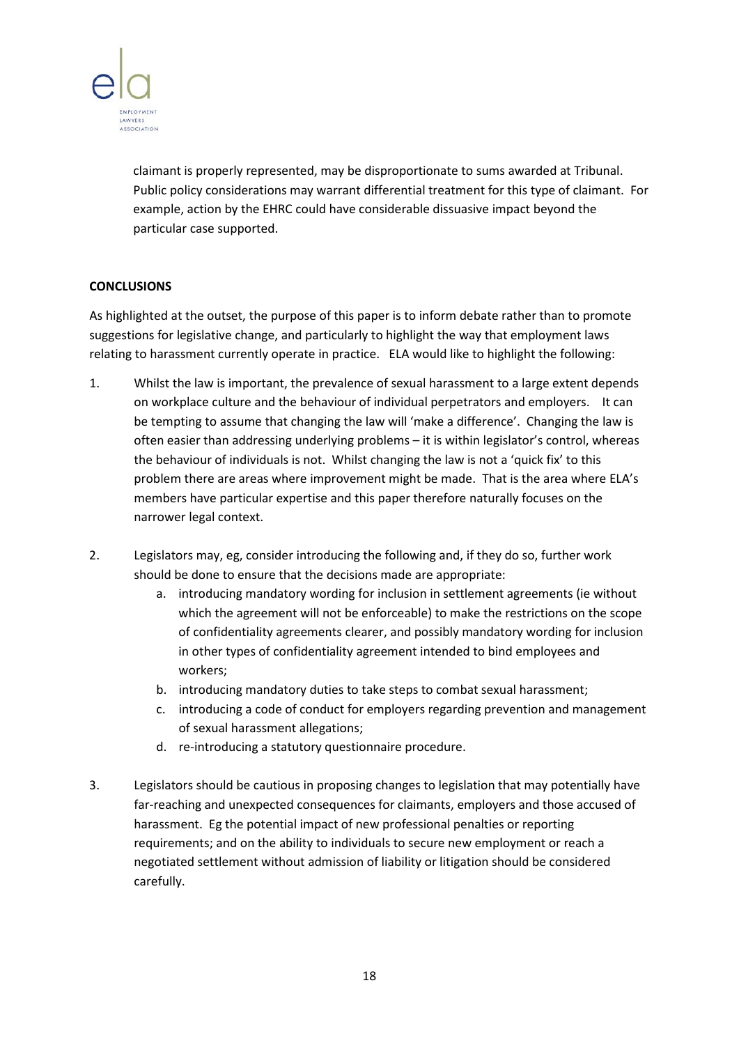claimant is properly represented, may be disproportionate to sums awarded at Tribunal. Public policy considerations may warrant differential treatment for this type of claimant. For example, action by the EHRC could have considerable dissuasive impact beyond the particular case supported.

**CONCLUSIONS**

As highlighted at the outset, the purpose of this paper is to inform debate rather than to promote suggestions for legislative change, and particularly to highlight the way that employment laws relating to harassment currently operate in practice. ELA would like to highlight the following:

1. Whilst the law is important, the prevalence of sexual harassment to a large extent depends on workplace culture and the behaviour of individual perpetrators and employers. It can be tempting to assume that changing the law will 'make a difference'. Changing the law is often easier than addressing underlying problems – it is within legislator's control, whereas the behaviour of individuals is not. Whilst changing the law is not a 'quick fix' to this problem there are areas where improvement might be made. That is the area where ELA's members have particular expertise and this paper therefore naturally focuses on the narrower legal context.

2. Legislators may, eg, consider introducing the following and, if they do so, further work should be done to ensure that the decisions made are appropriate:
   a. introducing mandatory wording for inclusion in settlement agreements (ie without which the agreement will not be enforceable) to make the restrictions on the scope of confidentiality agreements clearer, and possibly mandatory wording for inclusion in other types of confidentiality agreement intended to bind employees and workers;
   b. introducing mandatory duties to take steps to combat sexual harassment;
   c. introducing a code of conduct for employers regarding prevention and management of sexual harassment allegations;
   d. re-introducing a statutory questionnaire procedure.

3. Legislators should be cautious in proposing changes to legislation that may potentially have far-reaching and unexpected consequences for claimants, employers and those accused of harassment. Eg the potential impact of new professional penalties or reporting requirements; and on the ability to individuals to secure new employment or reach a negotiated settlement without admission of liability or litigation should be considered carefully.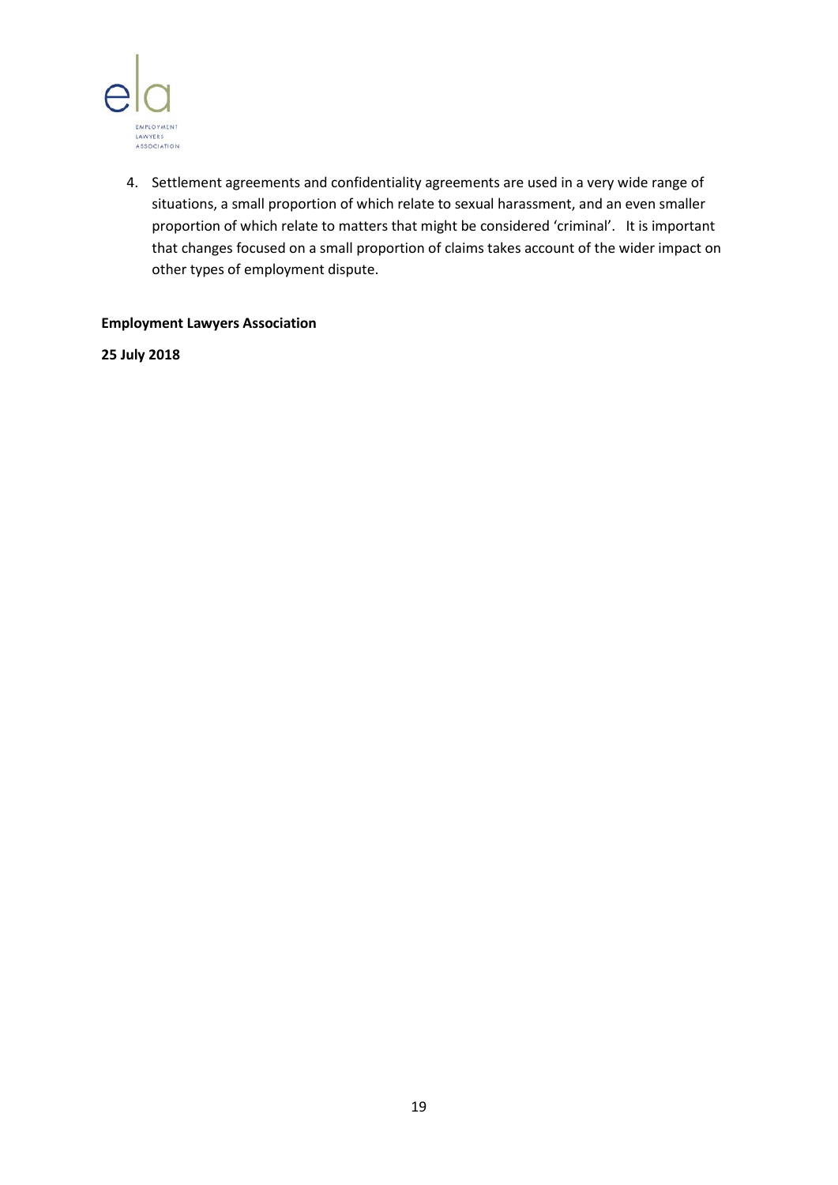4. Settlement agreements and confidentiality agreements are used in a very wide range of situations, a small proportion of which relate to sexual harassment, and an even smaller proportion of which relate to matters that might be considered 'criminal'. It is important that changes focused on a small proportion of claims takes account of the wider impact on other types of employment dispute.

**Employment Lawyers Association**

**25 July 2018**